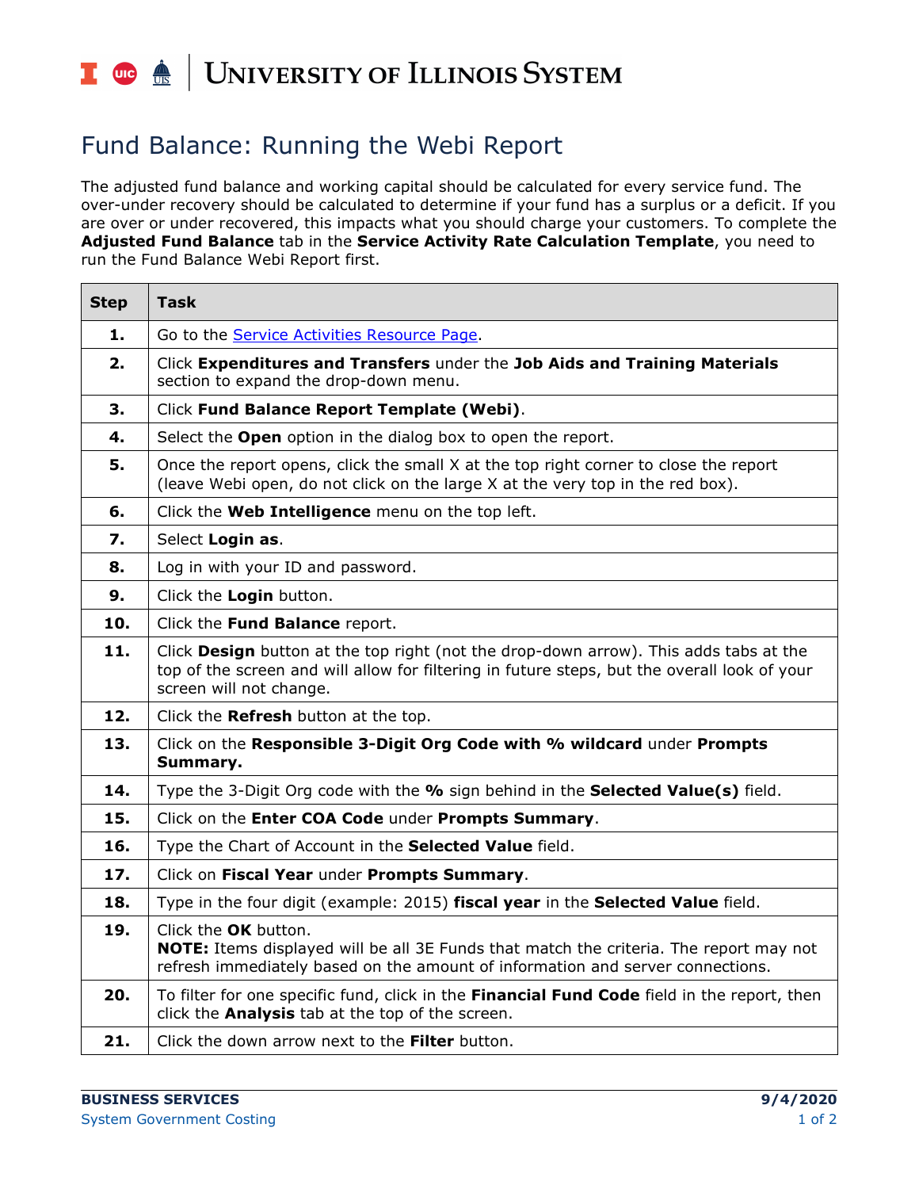# Fund Balance: Running the Webi Report

The adjusted fund balance and working capital should be calculated for every service fund. The over-under recovery should be calculated to determine if your fund has a surplus or a deficit. If you are over or under recovered, this impacts what you should charge your customers. To complete the **Adjusted Fund Balance** tab in the **Service Activity Rate Calculation Template**, you need to run the Fund Balance Webi Report first.

| Step | Task |
|---|---|
| **1.** | Go to the Service Activities Resource Page. |
| **2.** | Click **Expenditures and Transfers** under the **Job Aids and Training Materials** section to expand the drop-down menu. |
| **3.** | Click **Fund Balance Report Template (Webi)**. |
| **4.** | Select the **Open** option in the dialog box to open the report. |
| **5.** | Once the report opens, click the small X at the top right corner to close the report (leave Webi open, do not click on the large X at the very top in the red box). |
| **6.** | Click the **Web Intelligence** menu on the top left. |
| **7.** | Select **Login as**. |
| **8.** | Log in with your ID and password. |
| **9.** | Click the **Login** button. |
| **10.** | Click the **Fund Balance** report. |
| **11.** | Click **Design** button at the top right (not the drop-down arrow). This adds tabs at the top of the screen and will allow for filtering in future steps, but the overall look of your screen will not change. |
| **12.** | Click the **Refresh** button at the top. |
| **13.** | Click on the **Responsible 3-Digit Org Code with % wildcard** under **Prompts Summary.** |
| **14.** | Type the 3-Digit Org code with the **%** sign behind in the **Selected Value(s)** field. |
| **15.** | Click on the **Enter COA Code** under **Prompts Summary**. |
| **16.** | Type the Chart of Account in the **Selected Value** field. |
| **17.** | Click on **Fiscal Year** under **Prompts Summary**. |
| **18.** | Type in the four digit (example: 2015) **fiscal year** in the **Selected Value** field. |
| **19.** | Click the **OK** button.<br>**NOTE:** Items displayed will be all 3E Funds that match the criteria. The report may not refresh immediately based on the amount of information and server connections. |
| **20.** | To filter for one specific fund, click in the **Financial Fund Code** field in the report, then click the **Analysis** tab at the top of the screen. |
| **21.** | Click the down arrow next to the **Filter** button. |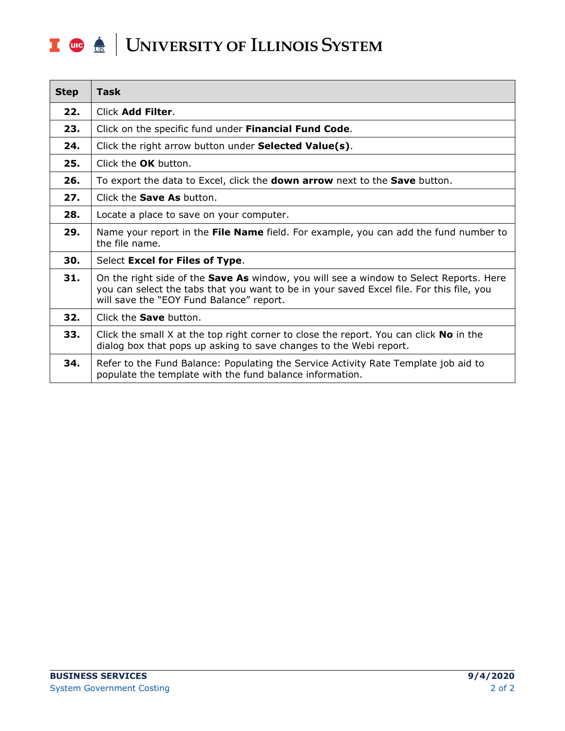| Step | Task |
|---|---|
| **22.** | Click **Add Filter**. |
| **23.** | Click on the specific fund under **Financial Fund Code**. |
| **24.** | Click the right arrow button under **Selected Value(s)**. |
| **25.** | Click the **OK** button. |
| **26.** | To export the data to Excel, click the **down arrow** next to the **Save** button. |
| **27.** | Click the **Save As** button. |
| **28.** | Locate a place to save on your computer. |
| **29.** | Name your report in the **File Name** field. For example, you can add the fund number to the file name. |
| **30.** | Select **Excel for Files of Type**. |
| **31.** | On the right side of the **Save As** window, you will see a window to Select Reports. Here you can select the tabs that you want to be in your saved Excel file. For this file, you will save the "EOY Fund Balance" report. |
| **32.** | Click the **Save** button. |
| **33.** | Click the small X at the top right corner to close the report. You can click **No** in the dialog box that pops up asking to save changes to the Webi report. |
| **34.** | Refer to the Fund Balance: Populating the Service Activity Rate Template job aid to populate the template with the fund balance information. |